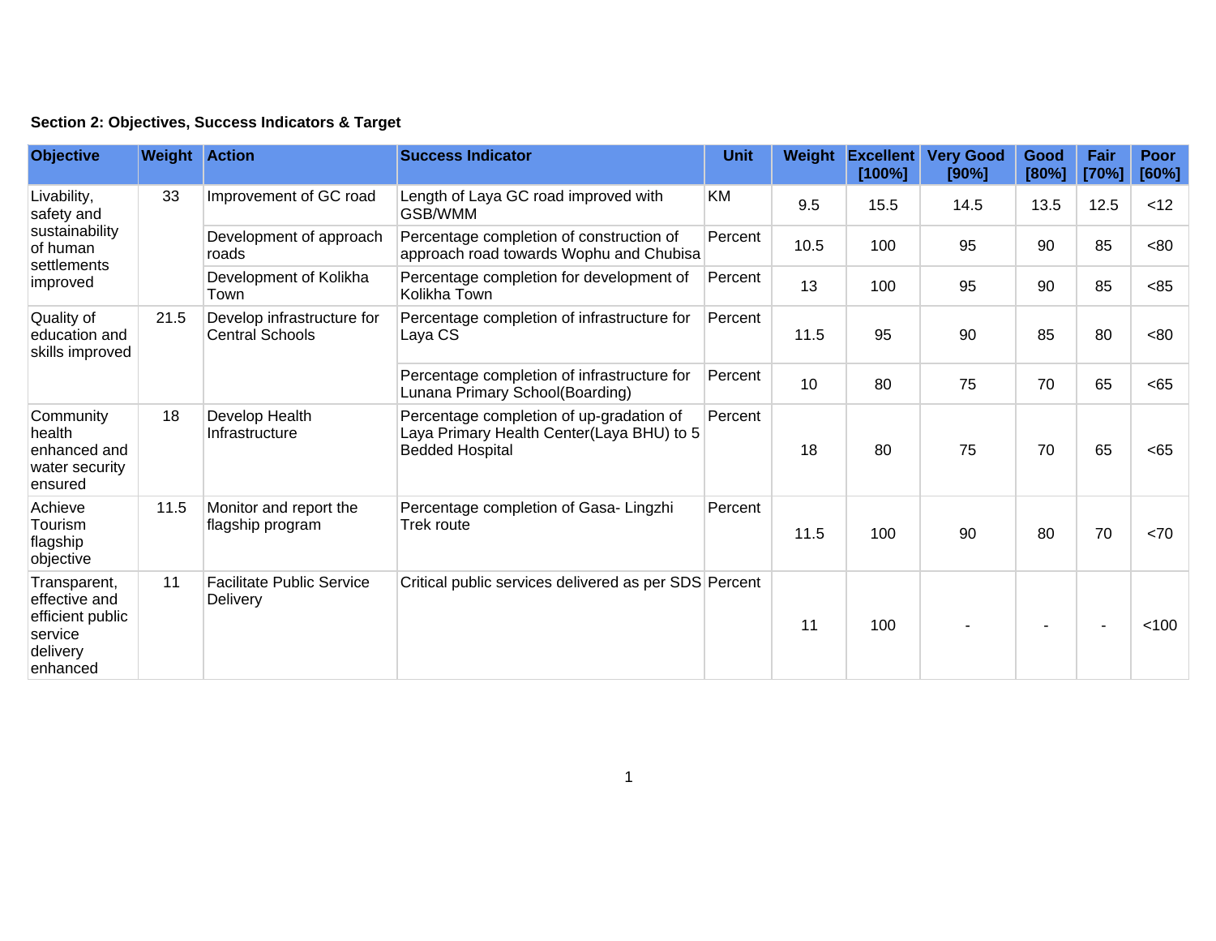**Section 2: Objectives, Success Indicators & Target**

| Objective | Weight | Action | Success Indicator | Unit | Weight | Excellent [100%] | Very Good [90%] | Good [80%] | Fair [70%] | Poor [60%] |
|---|---|---|---|---|---|---|---|---|---|---|
| Livability, safety and sustainability of human settlements improved | 33 | Improvement of GC road | Length of Laya GC road improved with GSB/WMM | KM | 9.5 | 15.5 | 14.5 | 13.5 | 12.5 | <12 |
| | | Development of approach roads | Percentage completion of construction of approach road towards Wophu and Chubisa | Percent | 10.5 | 100 | 95 | 90 | 85 | <80 |
| | | Development of Kolikha Town | Percentage completion for development of Kolikha Town | Percent | 13 | 100 | 95 | 90 | 85 | <85 |
| Quality of education and skills improved | 21.5 | Develop infrastructure for Central Schools | Percentage completion of infrastructure for Laya CS | Percent | 11.5 | 95 | 90 | 85 | 80 | <80 |
| | | | Percentage completion of infrastructure for Lunana Primary School(Boarding) | Percent | 10 | 80 | 75 | 70 | 65 | <65 |
| Community health enhanced and water security ensured | 18 | Develop Health Infrastructure | Percentage completion of up-gradation of Laya Primary Health Center(Laya BHU) to 5 Bedded Hospital | Percent | 18 | 80 | 75 | 70 | 65 | <65 |
| Achieve Tourism flagship objective | 11.5 | Monitor and report the flagship program | Percentage completion of Gasa- Lingzhi Trek route | Percent | 11.5 | 100 | 90 | 80 | 70 | <70 |
| Transparent, effective and efficient public service delivery enhanced | 11 | Facilitate Public Service Delivery | Critical public services delivered as per SDS | Percent | 11 | 100 | - | - | - | <100 |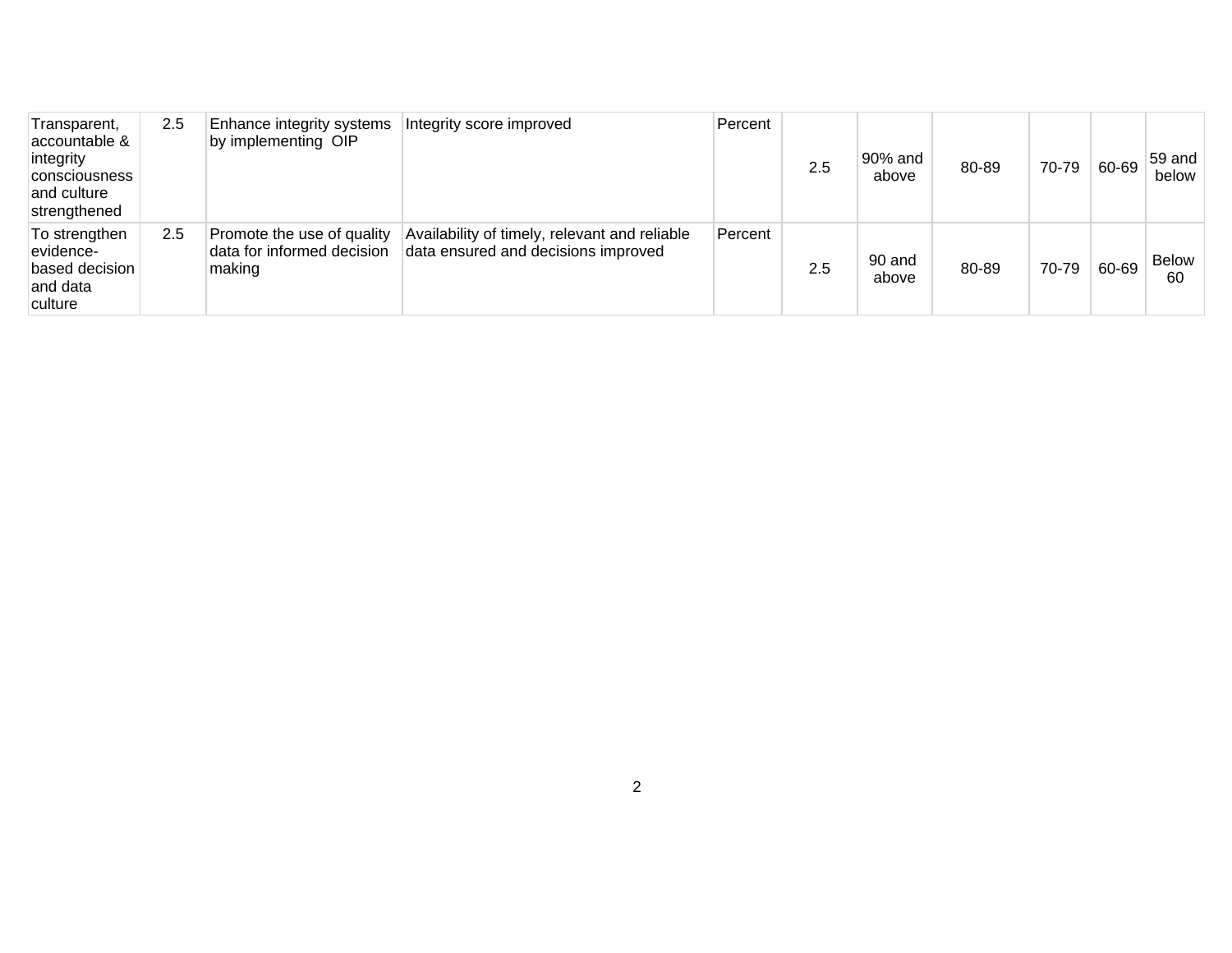| | | | | | | | | | | |
|---|---|---|---|---|---|---|---|---|---|---|
| Transparent, accountable & integrity consciousness and culture strengthened | 2.5 | Enhance integrity systems by implementing OIP | Integrity score improved | Percent | 2.5 | 90% and above | 80-89 | 70-79 | 60-69 | 59 and below |
| To strengthen evidence-based decision and data culture | 2.5 | Promote the use of quality data for informed decision making | Availability of timely, relevant and reliable data ensured and decisions improved | Percent | 2.5 | 90 and above | 80-89 | 70-79 | 60-69 | Below 60 |